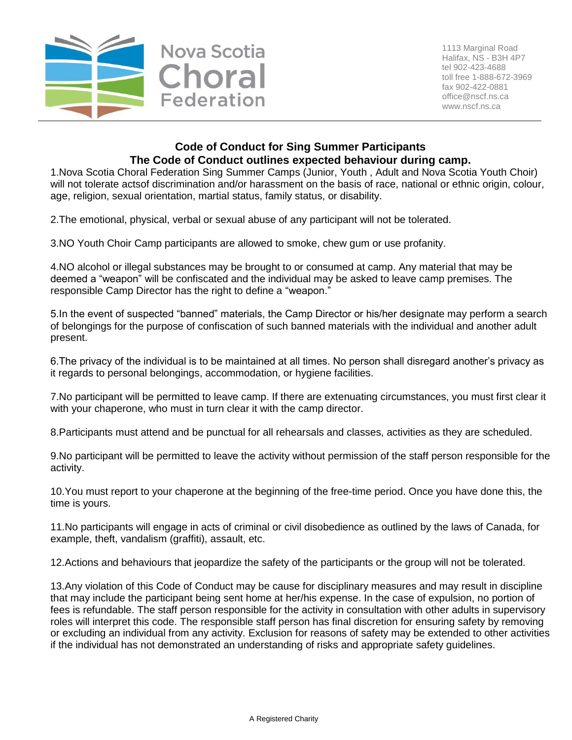Nova Scotia Choral Federation

1113 Marginal Road
Halifax, NS - B3H 4P7
tel 902-423-4688
toll free 1-888-672-3969
fax 902-422-0881
office@nscf.ns.ca
www.nscf.ns.ca

## Code of Conduct for Sing Summer Participants

### The Code of Conduct outlines expected behaviour during camp.

1.Nova Scotia Choral Federation Sing Summer Camps (Junior, Youth , Adult and Nova Scotia Youth Choir) will not tolerate actsof discrimination and/or harassment on the basis of race, national or ethnic origin, colour, age, religion, sexual orientation, martial status, family status, or disability.

2.The emotional, physical, verbal or sexual abuse of any participant will not be tolerated.

3.NO Youth Choir Camp participants are allowed to smoke, chew gum or use profanity.

4.NO alcohol or illegal substances may be brought to or consumed at camp. Any material that may be deemed a "weapon" will be confiscated and the individual may be asked to leave camp premises. The responsible Camp Director has the right to define a "weapon."

5.In the event of suspected "banned" materials, the Camp Director or his/her designate may perform a search of belongings for the purpose of confiscation of such banned materials with the individual and another adult present.

6.The privacy of the individual is to be maintained at all times. No person shall disregard another's privacy as it regards to personal belongings, accommodation, or hygiene facilities.

7.No participant will be permitted to leave camp. If there are extenuating circumstances, you must first clear it with your chaperone, who must in turn clear it with the camp director.

8.Participants must attend and be punctual for all rehearsals and classes, activities as they are scheduled.

9.No participant will be permitted to leave the activity without permission of the staff person responsible for the activity.

10.You must report to your chaperone at the beginning of the free-time period. Once you have done this, the time is yours.

11.No participants will engage in acts of criminal or civil disobedience as outlined by the laws of Canada, for example, theft, vandalism (graffiti), assault, etc.

12.Actions and behaviours that jeopardize the safety of the participants or the group will not be tolerated.

13.Any violation of this Code of Conduct may be cause for disciplinary measures and may result in discipline that may include the participant being sent home at her/his expense. In the case of expulsion, no portion of fees is refundable. The staff person responsible for the activity in consultation with other adults in supervisory roles will interpret this code. The responsible staff person has final discretion for ensuring safety by removing or excluding an individual from any activity. Exclusion for reasons of safety may be extended to other activities if the individual has not demonstrated an understanding of risks and appropriate safety guidelines.

A Registered Charity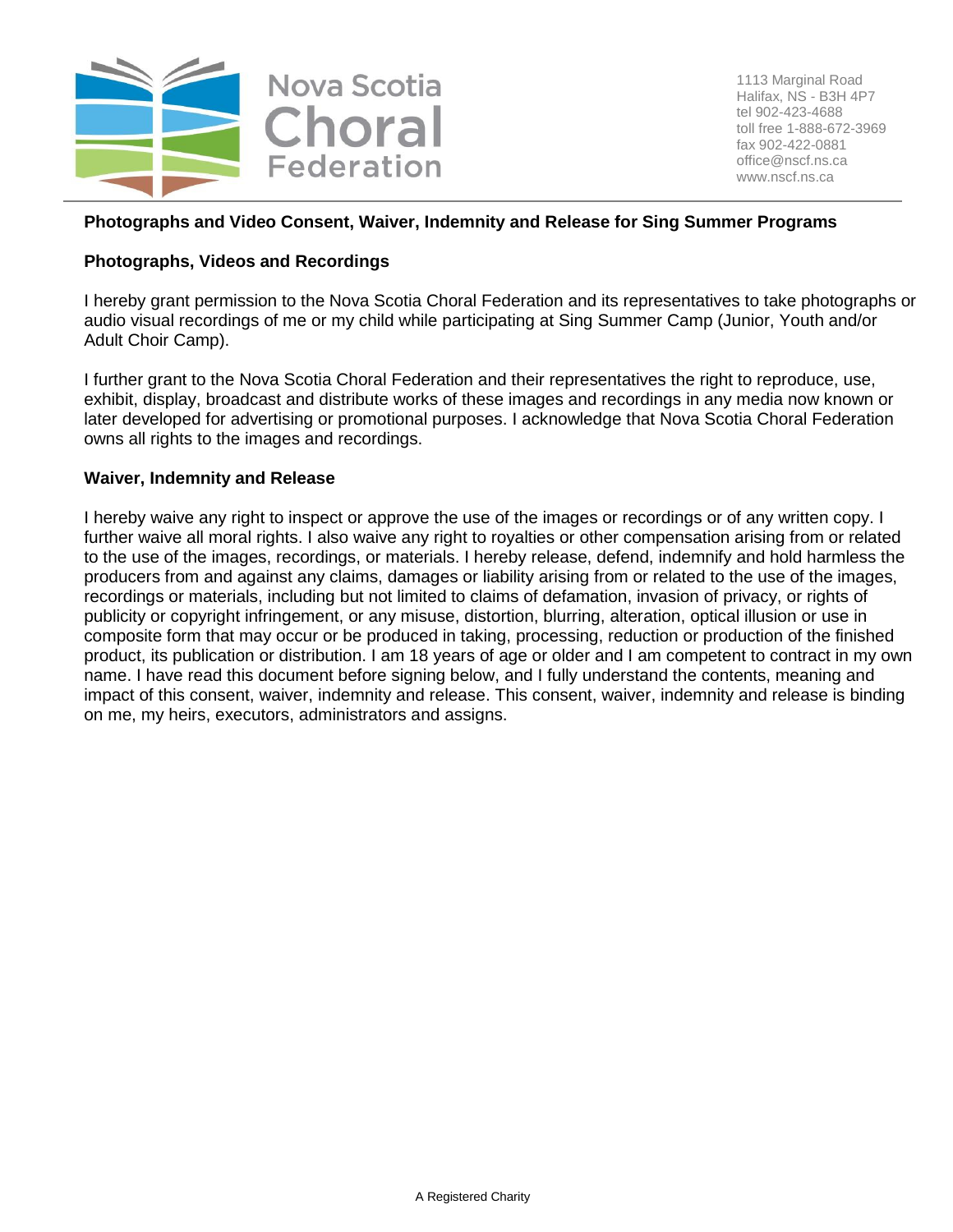Nova Scotia Choral Federation

1113 Marginal Road
Halifax, NS - B3H 4P7
tel 902-423-4688
toll free 1-888-672-3969
fax 902-422-0881
office@nscf.ns.ca
www.nscf.ns.ca

**Photographs and Video Consent, Waiver, Indemnity and Release for Sing Summer Programs**

**Photographs, Videos and Recordings**

I hereby grant permission to the Nova Scotia Choral Federation and its representatives to take photographs or audio visual recordings of me or my child while participating at Sing Summer Camp (Junior, Youth and/or Adult Choir Camp).

I further grant to the Nova Scotia Choral Federation and their representatives the right to reproduce, use, exhibit, display, broadcast and distribute works of these images and recordings in any media now known or later developed for advertising or promotional purposes. I acknowledge that Nova Scotia Choral Federation owns all rights to the images and recordings.

**Waiver, Indemnity and Release**

I hereby waive any right to inspect or approve the use of the images or recordings or of any written copy. I further waive all moral rights. I also waive any right to royalties or other compensation arising from or related to the use of the images, recordings, or materials. I hereby release, defend, indemnify and hold harmless the producers from and against any claims, damages or liability arising from or related to the use of the images, recordings or materials, including but not limited to claims of defamation, invasion of privacy, or rights of publicity or copyright infringement, or any misuse, distortion, blurring, alteration, optical illusion or use in composite form that may occur or be produced in taking, processing, reduction or production of the finished product, its publication or distribution. I am 18 years of age or older and I am competent to contract in my own name. I have read this document before signing below, and I fully understand the contents, meaning and impact of this consent, waiver, indemnity and release. This consent, waiver, indemnity and release is binding on me, my heirs, executors, administrators and assigns.

A Registered Charity